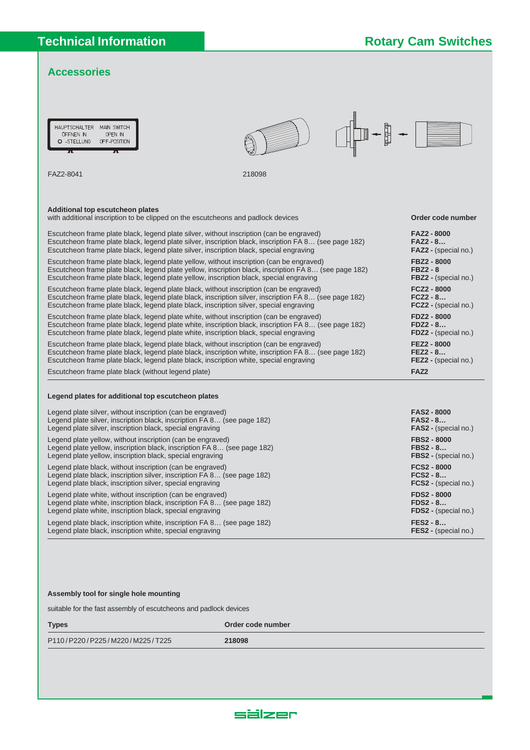## Accessories

FAZ2-8041

218098

**Additional top escutcheon plates**
with additional inscription to be clipped on the escutcheons and padlock devices

| | Order code number |
|---|---|
| Escutcheon frame plate black, legend plate silver, without inscription (can be engraved) | **FAZ2 - 8000** |
| Escutcheon frame plate black, legend plate silver, inscription black, inscription FA 8… (see page 182) | **FAZ2 - 8…** |
| Escutcheon frame plate black, legend plate silver, inscription black, special engraving | **FAZ2 -** (special no.) |
| Escutcheon frame plate black, legend plate yellow, without inscription (can be engraved) | **FBZ2 - 8000** |
| Escutcheon frame plate black, legend plate yellow, inscription black, inscription FA 8… (see page 182) | **FBZ2 - 8** |
| Escutcheon frame plate black, legend plate yellow, inscription black, special engraving | **FBZ2 -** (special no.) |
| Escutcheon frame plate black, legend plate black, without inscription (can be engraved) | **FCZ2 - 8000** |
| Escutcheon frame plate black, legend plate black, inscription silver, inscription FA 8… (see page 182) | **FCZ2 - 8…** |
| Escutcheon frame plate black, legend plate black, inscription silver, special engraving | **FCZ2 -** (special no.) |
| Escutcheon frame plate black, legend plate white, without inscription (can be engraved) | **FDZ2 - 8000** |
| Escutcheon frame plate black, legend plate white, inscription black, inscription FA 8… (see page 182) | **FDZ2 - 8…** |
| Escutcheon frame plate black, legend plate white, inscription black, special engraving | **FDZ2 -** (special no.) |
| Escutcheon frame plate black, legend plate black, without inscription (can be engraved) | **FEZ2 - 8000** |
| Escutcheon frame plate black, legend plate black, inscription white, inscription FA 8… (see page 182) | **FEZ2 - 8…** |
| Escutcheon frame plate black, legend plate black, inscription white, special engraving | **FEZ2 -** (special no.) |
| Escutcheon frame plate black (without legend plate) | **FAZ2** |

**Legend plates for additional top escutcheon plates**

| | |
|---|---|
| Legend plate silver, without inscription (can be engraved) | **FAS2 - 8000** |
| Legend plate silver, inscription black, inscription FA 8… (see page 182) | **FAS2 - 8…** |
| Legend plate silver, inscription black, special engraving | **FAS2 -** (special no.) |
| Legend plate yellow, without inscription (can be engraved) | **FBS2 - 8000** |
| Legend plate yellow, inscription black, inscription FA 8… (see page 182) | **FBS2 - 8…** |
| Legend plate yellow, inscription black, special engraving | **FBS2 -** (special no.) |
| Legend plate black, without inscription (can be engraved) | **FCS2 - 8000** |
| Legend plate black, inscription silver, inscription FA 8… (see page 182) | **FCS2 - 8…** |
| Legend plate black, inscription silver, special engraving | **FCS2 -** (special no.) |
| Legend plate white, without inscription (can be engraved) | **FDS2 - 8000** |
| Legend plate white, inscription black, inscription FA 8… (see page 182) | **FDS2 - 8…** |
| Legend plate white, inscription black, special engraving | **FDS2 -** (special no.) |
| Legend plate black, inscription white, inscription FA 8… (see page 182) | **FES2 - 8…** |
| Legend plate black, inscription white, special engraving | **FES2 -** (special no.) |

**Assembly tool for single hole mounting**

suitable for the fast assembly of escutcheons and padlock devices

| Types | Order code number |
|---|---|
| P110 / P220 / P225 / M220 / M225 / T225 | **218098** |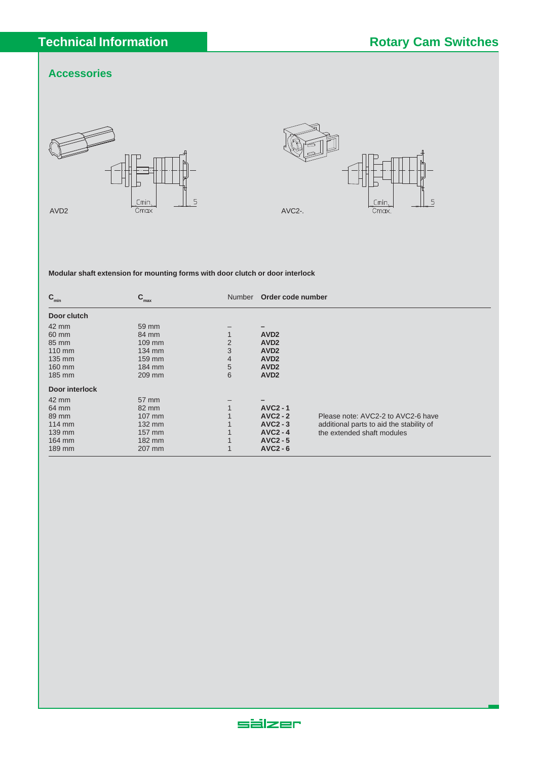## Accessories

AVD2

AVC2-.

**Modular shaft extension for mounting forms with door clutch or door interlock**

| $C_{min}$ | $C_{max}$ | Number | Order code number | |
|---|---|---|---|---|
| **Door clutch** | | | | |
| 42 mm | 59 mm | – | – | |
| 60 mm | 84 mm | 1 | **AVD2** | |
| 85 mm | 109 mm | 2 | **AVD2** | |
| 110 mm | 134 mm | 3 | **AVD2** | |
| 135 mm | 159 mm | 4 | **AVD2** | |
| 160 mm | 184 mm | 5 | **AVD2** | |
| 185 mm | 209 mm | 6 | **AVD2** | |
| **Door interlock** | | | | |
| 42 mm | 57 mm | – | – | |
| 64 mm | 82 mm | 1 | **AVC2 - 1** | |
| 89 mm | 107 mm | 1 | **AVC2 - 2** | Please note: AVC2-2 to AVC2-6 have additional parts to aid the stability of the extended shaft modules |
| 114 mm | 132 mm | 1 | **AVC2 - 3** | |
| 139 mm | 157 mm | 1 | **AVC2 - 4** | |
| 164 mm | 182 mm | 1 | **AVC2 - 5** | |
| 189 mm | 207 mm | 1 | **AVC2 - 6** | |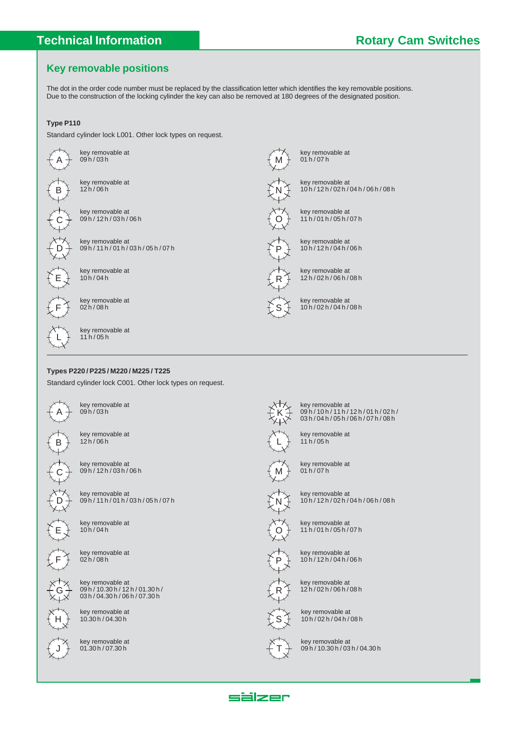## Technical Information

# Rotary Cam Switches

## Key removable positions

The dot in the order code number must be replaced by the classification letter which identifies the key removable positions.
Due to the construction of the locking cylinder the key can also be removed at 180 degrees of the designated position.

### Type P110

Standard cylinder lock L001. Other lock types on request.

| Letter | Key removable at |
|---|---|
| A | 09 h / 03 h |
| B | 12 h / 06 h |
| C | 09 h / 12 h / 03 h / 06 h |
| D | 09 h / 11 h / 01 h / 03 h / 05 h / 07 h |
| E | 10 h / 04 h |
| F | 02 h / 08 h |
| L | 11 h / 05 h |
| M | 01 h / 07 h |
| N | 10 h / 12 h / 02 h / 04 h / 06 h / 08 h |
| O | 11 h / 01 h / 05 h / 07 h |
| P | 10 h / 12 h / 04 h / 06 h |
| R | 12 h / 02 h / 06 h / 08 h |
| S | 10 h / 02 h / 04 h / 08 h |

### Types P220 / P225 / M220 / M225 / T225

Standard cylinder lock C001. Other lock types on request.

| Letter | Key removable at |
|---|---|
| A | 09 h / 03 h |
| B | 12 h / 06 h |
| C | 09 h / 12 h / 03 h / 06 h |
| D | 09 h / 11 h / 01 h / 03 h / 05 h / 07 h |
| E | 10 h / 04 h |
| F | 02 h / 08 h |
| G | 09 h / 10.30 h / 12 h / 01.30 h / 03 h / 04.30 h / 06 h / 07.30 h |
| H | 10.30 h / 04.30 h |
| J | 01.30 h / 07.30 h |
| K | 09 h / 10 h / 11 h / 12 h / 01 h / 02 h / 03 h / 04 h / 05 h / 06 h / 07 h / 08 h |
| L | 11 h / 05 h |
| M | 01 h / 07 h |
| N | 10 h / 12 h / 02 h / 04 h / 06 h / 08 h |
| O | 11 h / 01 h / 05 h / 07 h |
| P | 10 h / 12 h / 04 h / 06 h |
| R | 12 h / 02 h / 06 h / 08 h |
| S | 10 h / 02 h / 04 h / 08 h |
| T | 09 h / 10.30 h / 03 h / 04.30 h |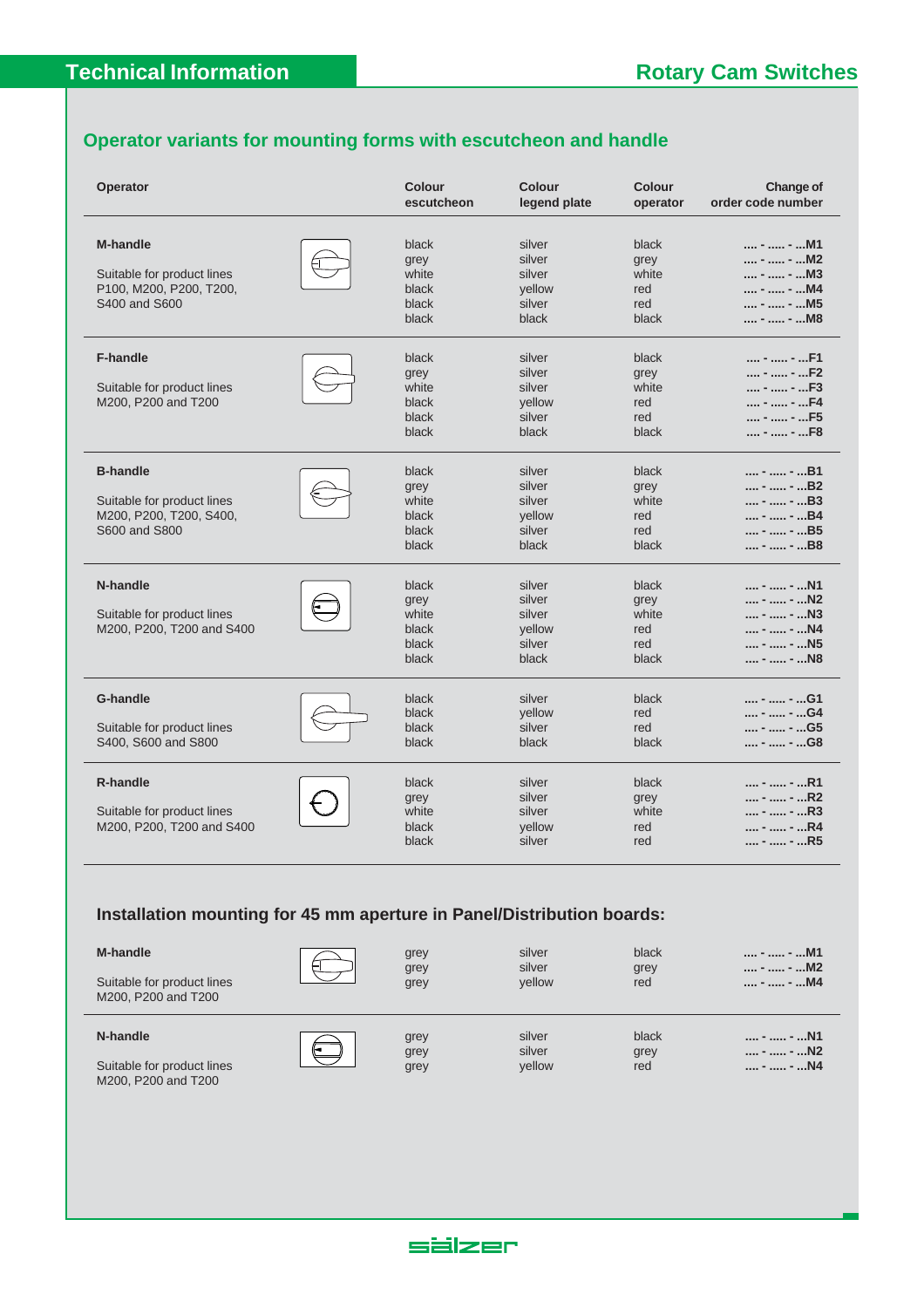## Operator variants for mounting forms with escutcheon and handle

| Operator | Colour escutcheon | Colour legend plate | Colour operator | Change of order code number |
|---|---|---|---|---|
| **M-handle** | black | silver | black | .... - ..... - ...M1 |
| | grey | silver | grey | .... - ..... - ...M2 |
| Suitable for product lines P100, M200, P200, T200, S400 and S600 | white | silver | white | .... - ..... - ...M3 |
| | black | yellow | red | .... - ..... - ...M4 |
| | black | silver | red | .... - ..... - ...M5 |
| | black | black | black | .... - ..... - ...M8 |
| **F-handle** | black | silver | black | .... - ..... - ...F1 |
| | grey | silver | grey | .... - ..... - ...F2 |
| Suitable for product lines M200, P200 and T200 | white | silver | white | .... - ..... - ...F3 |
| | black | yellow | red | .... - ..... - ...F4 |
| | black | silver | red | .... - ..... - ...F5 |
| | black | black | black | .... - ..... - ...F8 |
| **B-handle** | black | silver | black | .... - ..... - ...B1 |
| | grey | silver | grey | .... - ..... - ...B2 |
| Suitable for product lines M200, P200, T200, S400, S600 and S800 | white | silver | white | .... - ..... - ...B3 |
| | black | yellow | red | .... - ..... - ...B4 |
| | black | silver | red | .... - ..... - ...B5 |
| | black | black | black | .... - ..... - ...B8 |
| **N-handle** | black | silver | black | .... - ..... - ...N1 |
| | grey | silver | grey | .... - ..... - ...N2 |
| Suitable for product lines M200, P200, T200 and S400 | white | silver | white | .... - ..... - ...N3 |
| | black | yellow | red | .... - ..... - ...N4 |
| | black | silver | red | .... - ..... - ...N5 |
| | black | black | black | .... - ..... - ...N8 |
| **G-handle** | black | silver | black | .... - ..... - ...G1 |
| | black | yellow | red | .... - ..... - ...G4 |
| Suitable for product lines S400, S600 and S800 | black | silver | red | .... - ..... - ...G5 |
| | black | black | black | .... - ..... - ...G8 |
| **R-handle** | black | silver | black | .... - ..... - ...R1 |
| | grey | silver | grey | .... - ..... - ...R2 |
| Suitable for product lines M200, P200, T200 and S400 | white | silver | white | .... - ..... - ...R3 |
| | black | yellow | red | .... - ..... - ...R4 |
| | black | silver | red | .... - ..... - ...R5 |

### Installation mounting for 45 mm aperture in Panel/Distribution boards:

| Operator | Colour escutcheon | Colour legend plate | Colour operator | Change of order code number |
|---|---|---|---|---|
| **M-handle** | grey | silver | black | .... - ..... - ...M1 |
| | grey | silver | grey | .... - ..... - ...M2 |
| Suitable for product lines M200, P200 and T200 | grey | yellow | red | .... - ..... - ...M4 |
| **N-handle** | grey | silver | black | .... - ..... - ...N1 |
| | grey | silver | grey | .... - ..... - ...N2 |
| Suitable for product lines M200, P200 and T200 | grey | yellow | red | .... - ..... - ...N4 |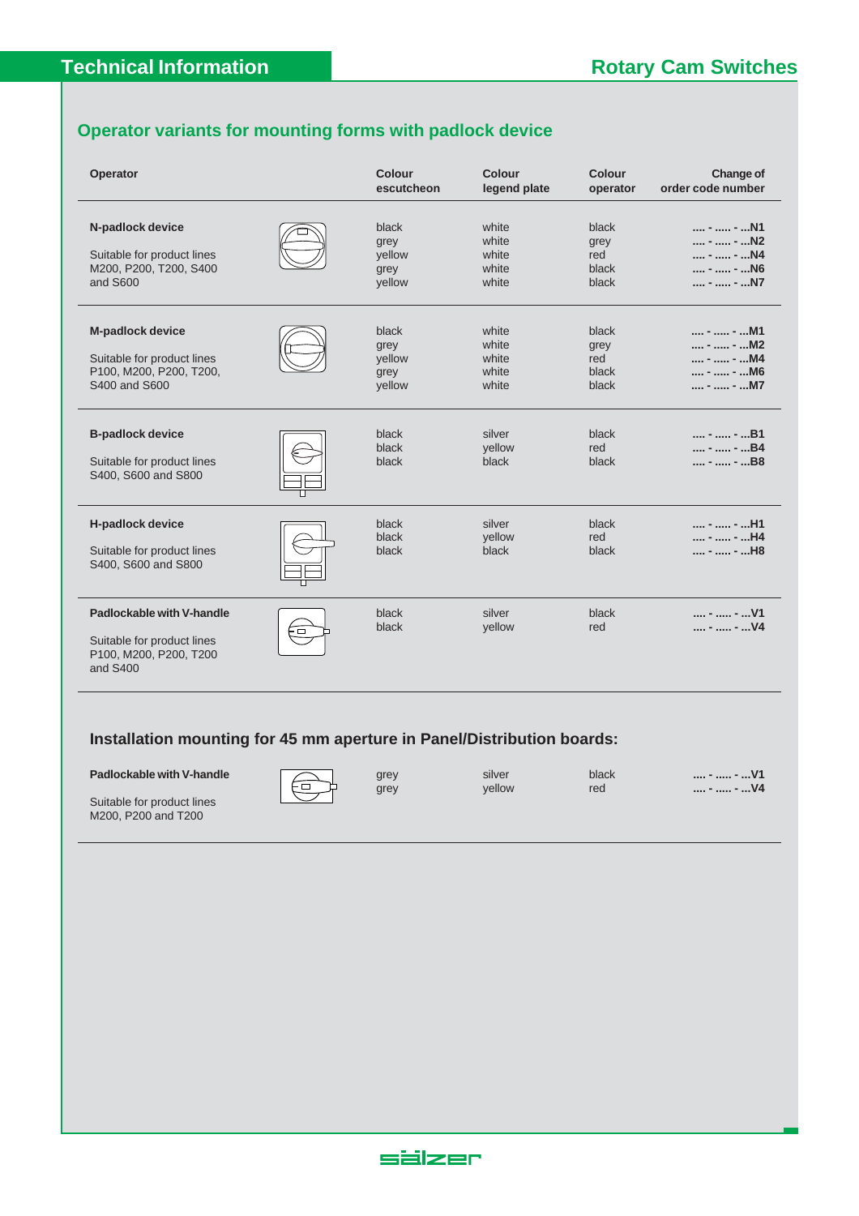## Operator variants for mounting forms with padlock device

| Operator | Colour escutcheon | Colour legend plate | Colour operator | Change of order code number |
|---|---|---|---|---|
| **N-padlock device**<br><br>Suitable for product lines M200, P200, T200, S400 and S600 | black<br>grey<br>yellow<br>grey<br>yellow | white<br>white<br>white<br>white<br>white | black<br>grey<br>red<br>black<br>black | **.... - ..... - ...N1**<br>**.... - ..... - ...N2**<br>**.... - ..... - ...N4**<br>**.... - ..... - ...N6**<br>**.... - ..... - ...N7** |
| **M-padlock device**<br><br>Suitable for product lines P100, M200, P200, T200, S400 and S600 | black<br>grey<br>yellow<br>grey<br>yellow | white<br>white<br>white<br>white<br>white | black<br>grey<br>red<br>black<br>black | **.... - ..... - ...M1**<br>**.... - ..... - ...M2**<br>**.... - ..... - ...M4**<br>**.... - ..... - ...M6**<br>**.... - ..... - ...M7** |
| **B-padlock device**<br><br>Suitable for product lines S400, S600 and S800 | black<br>black<br>black | silver<br>yellow<br>black | black<br>red<br>black | **.... - ..... - ...B1**<br>**.... - ..... - ...B4**<br>**.... - ..... - ...B8** |
| **H-padlock device**<br><br>Suitable for product lines S400, S600 and S800 | black<br>black<br>black | silver<br>yellow<br>black | black<br>red<br>black | **.... - ..... - ...H1**<br>**.... - ..... - ...H4**<br>**.... - ..... - ...H8** |
| **Padlockable with V-handle**<br><br>Suitable for product lines P100, M200, P200, T200 and S400 | black<br>black | silver<br>yellow | black<br>red | **.... - ..... - ...V1**<br>**.... - ..... - ...V4** |

### Installation mounting for 45 mm aperture in Panel/Distribution boards:

| | | | | |
|---|---|---|---|---|
| **Padlockable with V-handle**<br><br>Suitable for product lines M200, P200 and T200 | grey<br>grey | silver<br>yellow | black<br>red | **.... - ..... - ...V1**<br>**.... - ..... - ...V4** |